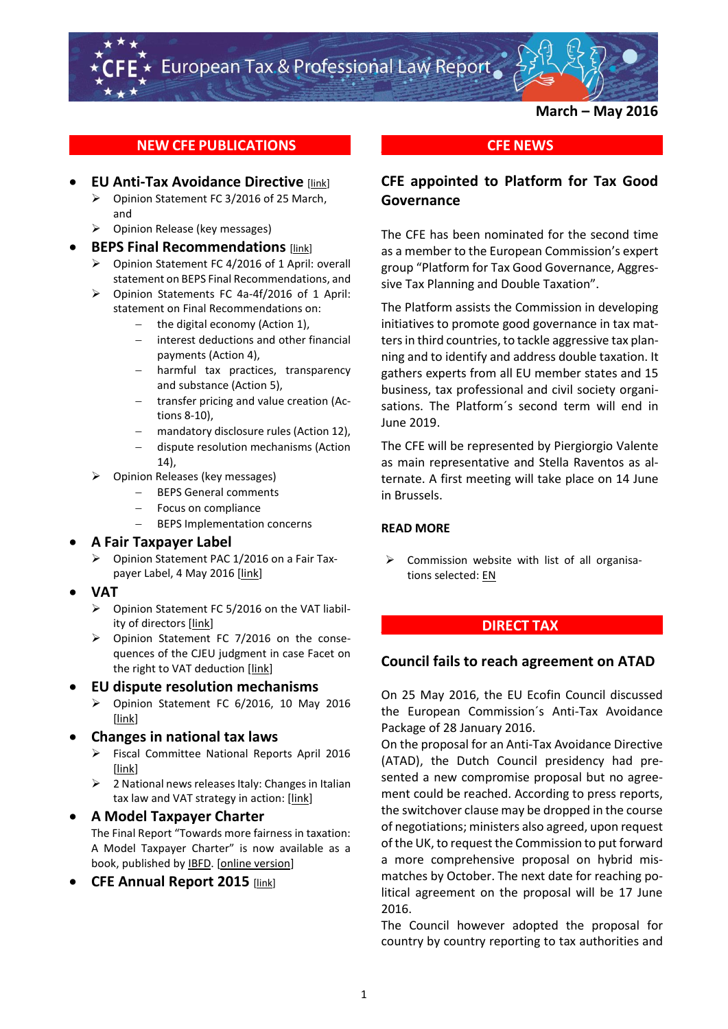# European Tax & Professional Law Report

**March – May 2016**

## NEW CFE PUBLICATIONS

- **EU Anti-Tax Avoidance Directive** [link]
  - Opinion Statement FC 3/2016 of 25 March, and
  - Opinion Release (key messages)
- **BEPS Final Recommendations** [link]
  - Opinion Statement FC 4/2016 of 1 April: overall statement on BEPS Final Recommendations, and
  - Opinion Statements FC 4a-4f/2016 of 1 April: statement on Final Recommendations on:
    - the digital economy (Action 1),
    - interest deductions and other financial payments (Action 4),
    - harmful tax practices, transparency and substance (Action 5),
    - transfer pricing and value creation (Actions 8-10),
    - mandatory disclosure rules (Action 12),
    - dispute resolution mechanisms (Action 14),
  - Opinion Releases (key messages)
    - BEPS General comments
    - Focus on compliance
    - BEPS Implementation concerns
- **A Fair Taxpayer Label**
  - Opinion Statement PAC 1/2016 on a Fair Taxpayer Label, 4 May 2016 [link]
- **VAT**
  - Opinion Statement FC 5/2016 on the VAT liability of directors [link]
  - Opinion Statement FC 7/2016 on the consequences of the CJEU judgment in case Facet on the right to VAT deduction [link]
- **EU dispute resolution mechanisms**
  - Opinion Statement FC 6/2016, 10 May 2016 [link]
- **Changes in national tax laws**
  - Fiscal Committee National Reports April 2016 [link]
  - 2 National news releases Italy: Changes in Italian tax law and VAT strategy in action: [link]
- **A Model Taxpayer Charter**

  The Final Report "Towards more fairness in taxation: A Model Taxpayer Charter" is now available as a book, published by IBFD. [online version]
- **CFE Annual Report 2015** [link]

## CFE NEWS

### CFE appointed to Platform for Tax Good Governance

The CFE has been nominated for the second time as a member to the European Commission's expert group "Platform for Tax Good Governance, Aggressive Tax Planning and Double Taxation".

The Platform assists the Commission in developing initiatives to promote good governance in tax matters in third countries, to tackle aggressive tax planning and to identify and address double taxation. It gathers experts from all EU member states and 15 business, tax professional and civil society organisations. The Platform´s second term will end in June 2019.

The CFE will be represented by Piergiorgio Valente as main representative and Stella Raventos as alternate. A first meeting will take place on 14 June in Brussels.

**READ MORE**

- Commission website with list of all organisations selected: EN

## DIRECT TAX

### Council fails to reach agreement on ATAD

On 25 May 2016, the EU Ecofin Council discussed the European Commission´s Anti-Tax Avoidance Package of 28 January 2016.

On the proposal for an Anti-Tax Avoidance Directive (ATAD), the Dutch Council presidency had presented a new compromise proposal but no agreement could be reached. According to press reports, the switchover clause may be dropped in the course of negotiations; ministers also agreed, upon request of the UK, to request the Commission to put forward a more comprehensive proposal on hybrid mismatches by October. The next date for reaching political agreement on the proposal will be 17 June 2016.

The Council however adopted the proposal for country by country reporting to tax authorities and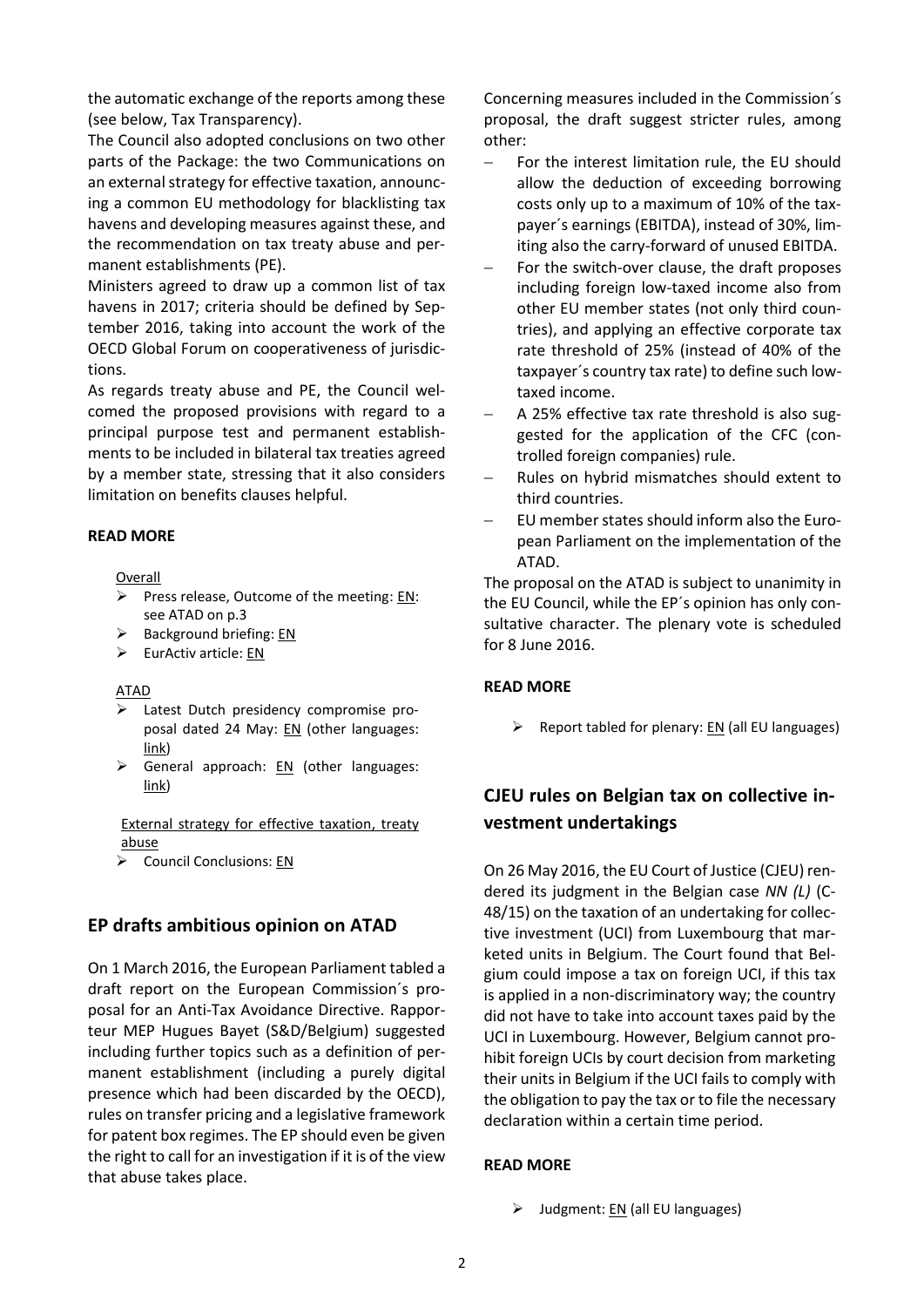the automatic exchange of the reports among these (see below, Tax Transparency).

The Council also adopted conclusions on two other parts of the Package: the two Communications on an external strategy for effective taxation, announcing a common EU methodology for blacklisting tax havens and developing measures against these, and the recommendation on tax treaty abuse and permanent establishments (PE).

Ministers agreed to draw up a common list of tax havens in 2017; criteria should be defined by September 2016, taking into account the work of the OECD Global Forum on cooperativeness of jurisdictions.

As regards treaty abuse and PE, the Council welcomed the proposed provisions with regard to a principal purpose test and permanent establishments to be included in bilateral tax treaties agreed by a member state, stressing that it also considers limitation on benefits clauses helpful.

**READ MORE**

Overall

- Press release, Outcome of the meeting: EN: see ATAD on p.3
- Background briefing: EN
- EurActiv article: EN

ATAD

- Latest Dutch presidency compromise proposal dated 24 May: EN (other languages: link)
- General approach: EN (other languages: link)

External strategy for effective taxation, treaty abuse

- Council Conclusions: EN

## EP drafts ambitious opinion on ATAD

On 1 March 2016, the European Parliament tabled a draft report on the European Commission´s proposal for an Anti-Tax Avoidance Directive. Rapporteur MEP Hugues Bayet (S&D/Belgium) suggested including further topics such as a definition of permanent establishment (including a purely digital presence which had been discarded by the OECD), rules on transfer pricing and a legislative framework for patent box regimes. The EP should even be given the right to call for an investigation if it is of the view that abuse takes place.

Concerning measures included in the Commission´s proposal, the draft suggest stricter rules, among other:

- For the interest limitation rule, the EU should allow the deduction of exceeding borrowing costs only up to a maximum of 10% of the taxpayer´s earnings (EBITDA), instead of 30%, limiting also the carry-forward of unused EBITDA.
- For the switch-over clause, the draft proposes including foreign low-taxed income also from other EU member states (not only third countries), and applying an effective corporate tax rate threshold of 25% (instead of 40% of the taxpayer´s country tax rate) to define such low-taxed income.
- A 25% effective tax rate threshold is also suggested for the application of the CFC (controlled foreign companies) rule.
- Rules on hybrid mismatches should extent to third countries.
- EU member states should inform also the European Parliament on the implementation of the ATAD.

The proposal on the ATAD is subject to unanimity in the EU Council, while the EP´s opinion has only consultative character. The plenary vote is scheduled for 8 June 2016.

**READ MORE**

- Report tabled for plenary: EN (all EU languages)

## CJEU rules on Belgian tax on collective investment undertakings

On 26 May 2016, the EU Court of Justice (CJEU) rendered its judgment in the Belgian case *NN (L)* (C-48/15) on the taxation of an undertaking for collective investment (UCI) from Luxembourg that marketed units in Belgium. The Court found that Belgium could impose a tax on foreign UCI, if this tax is applied in a non-discriminatory way; the country did not have to take into account taxes paid by the UCI in Luxembourg. However, Belgium cannot prohibit foreign UCIs by court decision from marketing their units in Belgium if the UCI fails to comply with the obligation to pay the tax or to file the necessary declaration within a certain time period.

**READ MORE**

- Judgment: EN (all EU languages)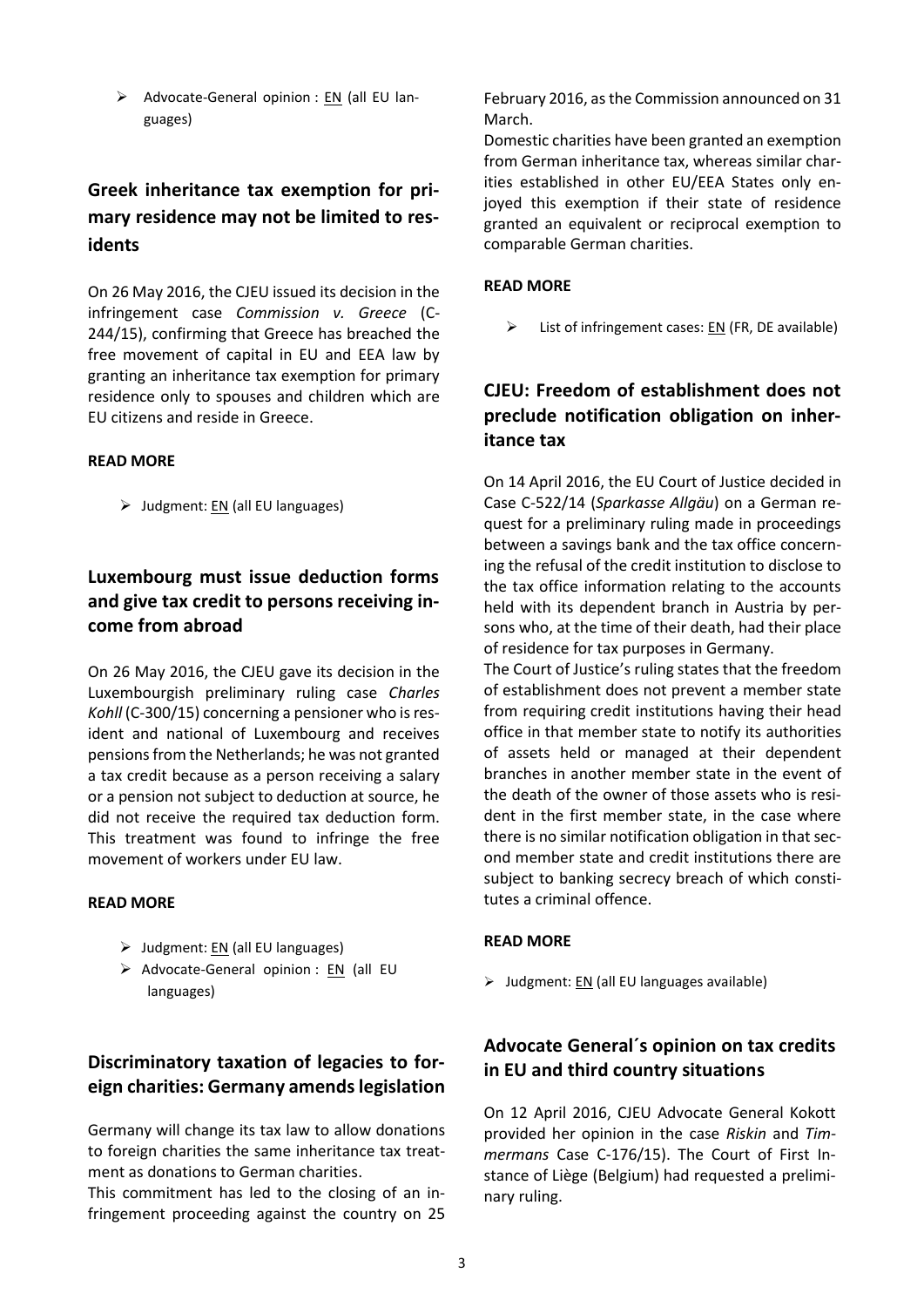- Advocate-General opinion : EN (all EU languages)

## Greek inheritance tax exemption for primary residence may not be limited to residents

On 26 May 2016, the CJEU issued its decision in the infringement case *Commission v. Greece* (C-244/15), confirming that Greece has breached the free movement of capital in EU and EEA law by granting an inheritance tax exemption for primary residence only to spouses and children which are EU citizens and reside in Greece.

**READ MORE**

- Judgment: EN (all EU languages)

## Luxembourg must issue deduction forms and give tax credit to persons receiving income from abroad

On 26 May 2016, the CJEU gave its decision in the Luxembourgish preliminary ruling case *Charles Kohll* (C-300/15) concerning a pensioner who is resident and national of Luxembourg and receives pensions from the Netherlands; he was not granted a tax credit because as a person receiving a salary or a pension not subject to deduction at source, he did not receive the required tax deduction form. This treatment was found to infringe the free movement of workers under EU law.

**READ MORE**

- Judgment: EN (all EU languages)
- Advocate-General opinion : EN (all EU languages)

## Discriminatory taxation of legacies to foreign charities: Germany amends legislation

Germany will change its tax law to allow donations to foreign charities the same inheritance tax treatment as donations to German charities.

This commitment has led to the closing of an infringement proceeding against the country on 25 February 2016, as the Commission announced on 31 March.

Domestic charities have been granted an exemption from German inheritance tax, whereas similar charities established in other EU/EEA States only enjoyed this exemption if their state of residence granted an equivalent or reciprocal exemption to comparable German charities.

**READ MORE**

- List of infringement cases: EN (FR, DE available)

## CJEU: Freedom of establishment does not preclude notification obligation on inheritance tax

On 14 April 2016, the EU Court of Justice decided in Case C-522/14 (*Sparkasse Allgäu*) on a German request for a preliminary ruling made in proceedings between a savings bank and the tax office concerning the refusal of the credit institution to disclose to the tax office information relating to the accounts held with its dependent branch in Austria by persons who, at the time of their death, had their place of residence for tax purposes in Germany.

The Court of Justice's ruling states that the freedom of establishment does not prevent a member state from requiring credit institutions having their head office in that member state to notify its authorities of assets held or managed at their dependent branches in another member state in the event of the death of the owner of those assets who is resident in the first member state, in the case where there is no similar notification obligation in that second member state and credit institutions there are subject to banking secrecy breach of which constitutes a criminal offence.

**READ MORE**

- Judgment: EN (all EU languages available)

## Advocate General´s opinion on tax credits in EU and third country situations

On 12 April 2016, CJEU Advocate General Kokott provided her opinion in the case *Riskin* and *Timmermans* Case C-176/15). The Court of First Instance of Liège (Belgium) had requested a preliminary ruling.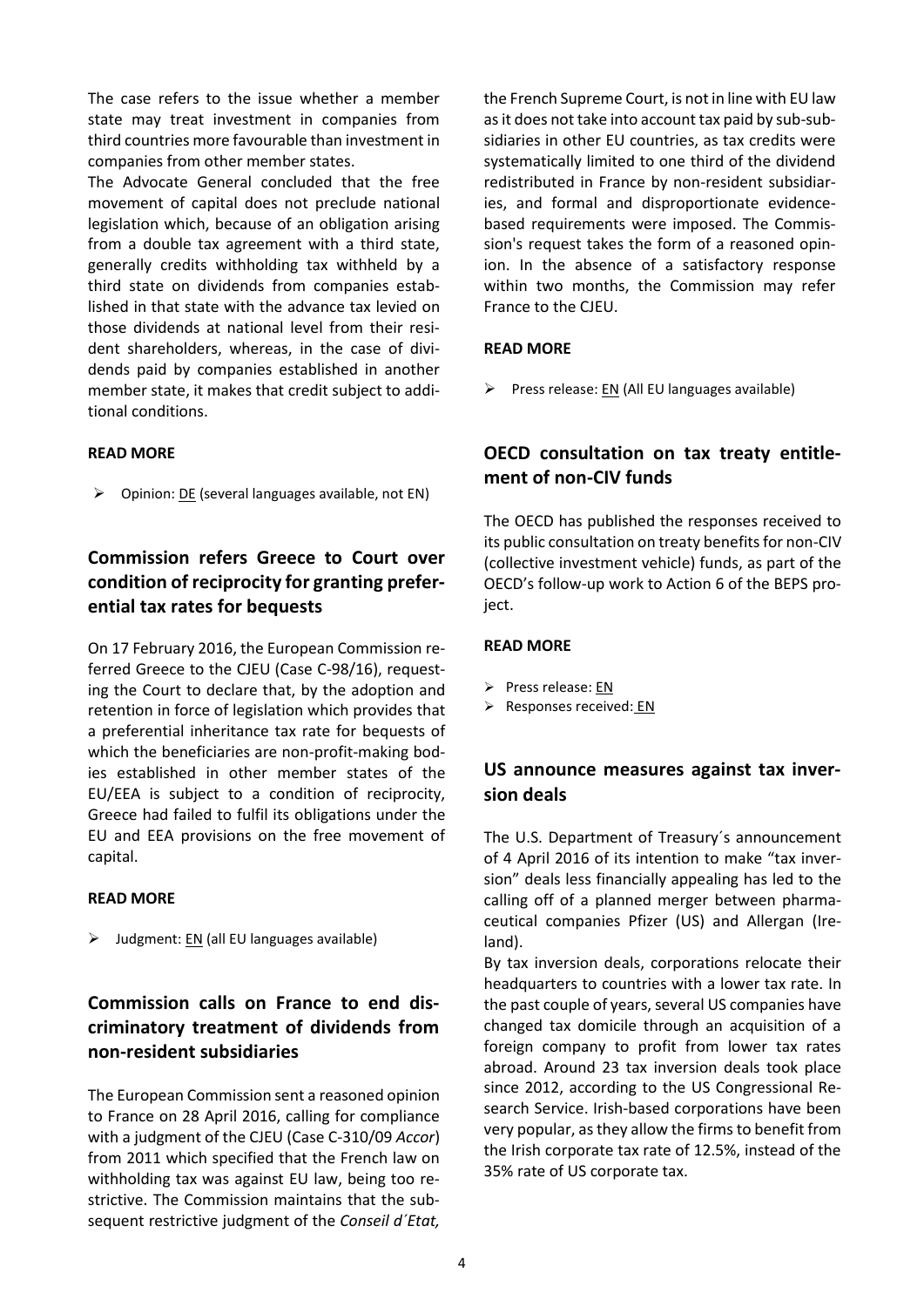The case refers to the issue whether a member state may treat investment in companies from third countries more favourable than investment in companies from other member states.

The Advocate General concluded that the free movement of capital does not preclude national legislation which, because of an obligation arising from a double tax agreement with a third state, generally credits withholding tax withheld by a third state on dividends from companies established in that state with the advance tax levied on those dividends at national level from their resident shareholders, whereas, in the case of dividends paid by companies established in another member state, it makes that credit subject to additional conditions.

**READ MORE**

- Opinion: DE (several languages available, not EN)

## Commission refers Greece to Court over condition of reciprocity for granting preferential tax rates for bequests

On 17 February 2016, the European Commission referred Greece to the CJEU (Case C-98/16), requesting the Court to declare that, by the adoption and retention in force of legislation which provides that a preferential inheritance tax rate for bequests of which the beneficiaries are non-profit-making bodies established in other member states of the EU/EEA is subject to a condition of reciprocity, Greece had failed to fulfil its obligations under the EU and EEA provisions on the free movement of capital.

**READ MORE**

- Judgment: EN (all EU languages available)

## Commission calls on France to end discriminatory treatment of dividends from non-resident subsidiaries

The European Commission sent a reasoned opinion to France on 28 April 2016, calling for compliance with a judgment of the CJEU (Case C-310/09 *Accor*) from 2011 which specified that the French law on withholding tax was against EU law, being too restrictive. The Commission maintains that the subsequent restrictive judgment of the *Conseil d´Etat,* the French Supreme Court, is not in line with EU law as it does not take into account tax paid by sub-subsidiaries in other EU countries, as tax credits were systematically limited to one third of the dividend redistributed in France by non-resident subsidiaries, and formal and disproportionate evidence-based requirements were imposed. The Commission's request takes the form of a reasoned opinion. In the absence of a satisfactory response within two months, the Commission may refer France to the CJEU.

**READ MORE**

- Press release: EN (All EU languages available)

## OECD consultation on tax treaty entitlement of non-CIV funds

The OECD has published the responses received to its public consultation on treaty benefits for non-CIV (collective investment vehicle) funds, as part of the OECD's follow-up work to Action 6 of the BEPS project.

**READ MORE**

- Press release: EN
- Responses received: EN

## US announce measures against tax inversion deals

The U.S. Department of Treasury´s announcement of 4 April 2016 of its intention to make "tax inversion" deals less financially appealing has led to the calling off of a planned merger between pharmaceutical companies Pfizer (US) and Allergan (Ireland).

By tax inversion deals, corporations relocate their headquarters to countries with a lower tax rate. In the past couple of years, several US companies have changed tax domicile through an acquisition of a foreign company to profit from lower tax rates abroad. Around 23 tax inversion deals took place since 2012, according to the US Congressional Research Service. Irish-based corporations have been very popular, as they allow the firms to benefit from the Irish corporate tax rate of 12.5%, instead of the 35% rate of US corporate tax.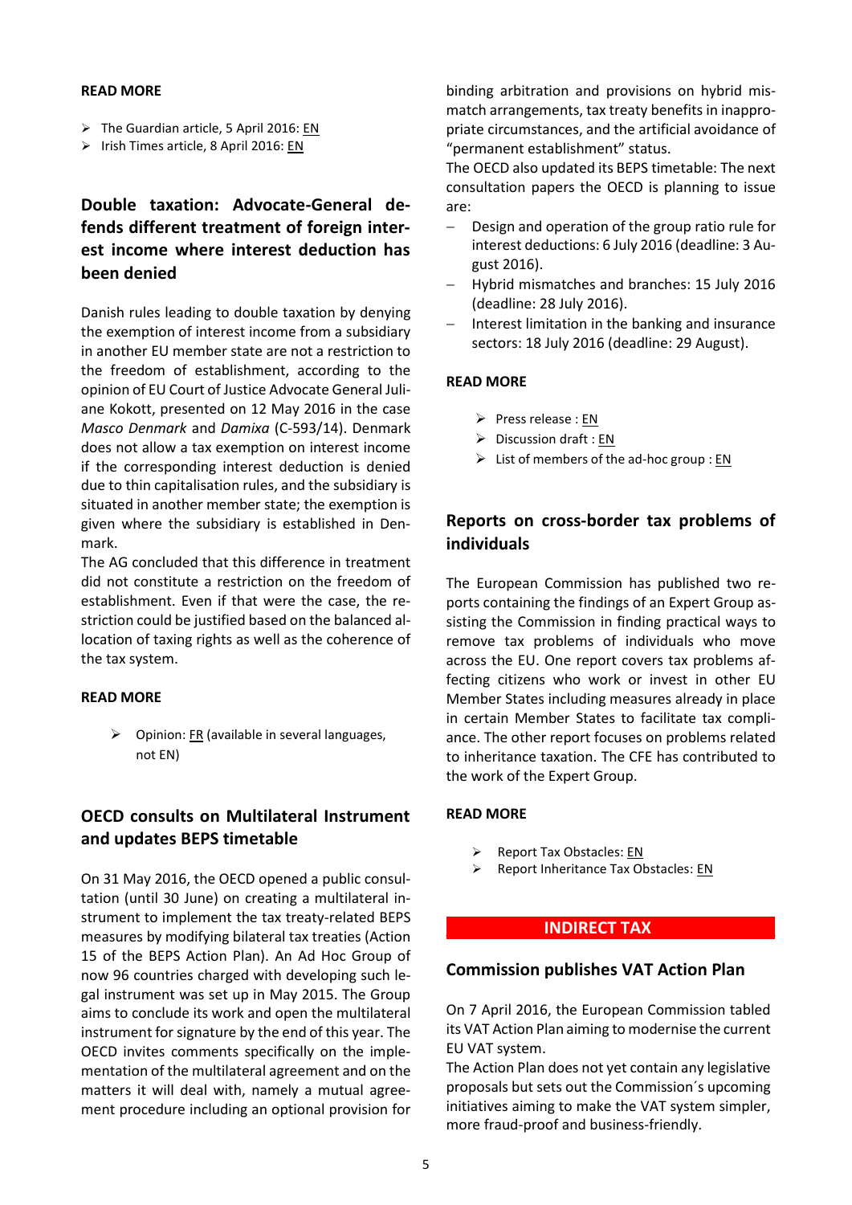**READ MORE**

- The Guardian article, 5 April 2016: EN
- Irish Times article, 8 April 2016: EN

## Double taxation: Advocate-General defends different treatment of foreign interest income where interest deduction has been denied

Danish rules leading to double taxation by denying the exemption of interest income from a subsidiary in another EU member state are not a restriction to the freedom of establishment, according to the opinion of EU Court of Justice Advocate General Juliane Kokott, presented on 12 May 2016 in the case *Masco Denmark* and *Damixa* (C-593/14). Denmark does not allow a tax exemption on interest income if the corresponding interest deduction is denied due to thin capitalisation rules, and the subsidiary is situated in another member state; the exemption is given where the subsidiary is established in Denmark.

The AG concluded that this difference in treatment did not constitute a restriction on the freedom of establishment. Even if that were the case, the restriction could be justified based on the balanced allocation of taxing rights as well as the coherence of the tax system.

**READ MORE**

- Opinion: FR (available in several languages, not EN)

## OECD consults on Multilateral Instrument and updates BEPS timetable

On 31 May 2016, the OECD opened a public consultation (until 30 June) on creating a multilateral instrument to implement the tax treaty-related BEPS measures by modifying bilateral tax treaties (Action 15 of the BEPS Action Plan). An Ad Hoc Group of now 96 countries charged with developing such legal instrument was set up in May 2015. The Group aims to conclude its work and open the multilateral instrument for signature by the end of this year. The OECD invites comments specifically on the implementation of the multilateral agreement and on the matters it will deal with, namely a mutual agreement procedure including an optional provision for binding arbitration and provisions on hybrid mismatch arrangements, tax treaty benefits in inappropriate circumstances, and the artificial avoidance of "permanent establishment" status.

The OECD also updated its BEPS timetable: The next consultation papers the OECD is planning to issue are:

- Design and operation of the group ratio rule for interest deductions: 6 July 2016 (deadline: 3 August 2016).
- Hybrid mismatches and branches: 15 July 2016 (deadline: 28 July 2016).
- Interest limitation in the banking and insurance sectors: 18 July 2016 (deadline: 29 August).

**READ MORE**

- Press release : EN
- Discussion draft : EN
- List of members of the ad-hoc group : EN

## Reports on cross-border tax problems of individuals

The European Commission has published two reports containing the findings of an Expert Group assisting the Commission in finding practical ways to remove tax problems of individuals who move across the EU. One report covers tax problems affecting citizens who work or invest in other EU Member States including measures already in place in certain Member States to facilitate tax compliance. The other report focuses on problems related to inheritance taxation. The CFE has contributed to the work of the Expert Group.

**READ MORE**

- Report Tax Obstacles: EN
- Report Inheritance Tax Obstacles: EN

# INDIRECT TAX

## Commission publishes VAT Action Plan

On 7 April 2016, the European Commission tabled its VAT Action Plan aiming to modernise the current EU VAT system.

The Action Plan does not yet contain any legislative proposals but sets out the Commission´s upcoming initiatives aiming to make the VAT system simpler, more fraud-proof and business-friendly.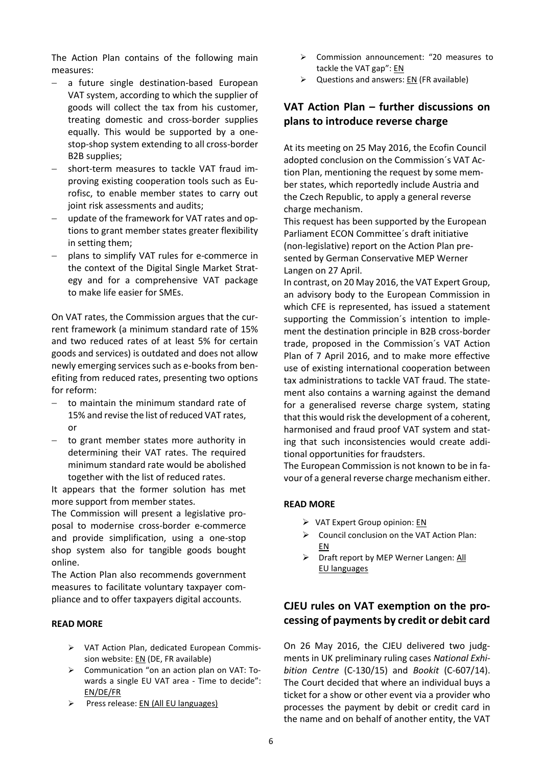The Action Plan contains of the following main measures:

- a future single destination-based European VAT system, according to which the supplier of goods will collect the tax from his customer, treating domestic and cross-border supplies equally. This would be supported by a one-stop-shop system extending to all cross-border B2B supplies;
- short-term measures to tackle VAT fraud improving existing cooperation tools such as Eurofisc, to enable member states to carry out joint risk assessments and audits;
- update of the framework for VAT rates and options to grant member states greater flexibility in setting them;
- plans to simplify VAT rules for e-commerce in the context of the Digital Single Market Strategy and for a comprehensive VAT package to make life easier for SMEs.

On VAT rates, the Commission argues that the current framework (a minimum standard rate of 15% and two reduced rates of at least 5% for certain goods and services) is outdated and does not allow newly emerging services such as e-books from benefiting from reduced rates, presenting two options for reform:

- to maintain the minimum standard rate of 15% and revise the list of reduced VAT rates, or
- to grant member states more authority in determining their VAT rates. The required minimum standard rate would be abolished together with the list of reduced rates.

It appears that the former solution has met more support from member states.

The Commission will present a legislative proposal to modernise cross-border e-commerce and provide simplification, using a one-stop shop system also for tangible goods bought online.

The Action Plan also recommends government measures to facilitate voluntary taxpayer compliance and to offer taxpayers digital accounts.

**READ MORE**

- VAT Action Plan, dedicated European Commission website: EN (DE, FR available)
- Communication "on an action plan on VAT: Towards a single EU VAT area - Time to decide": EN/DE/FR
- Press release: EN (All EU languages)
- Commission announcement: "20 measures to tackle the VAT gap": EN
- Questions and answers: EN (FR available)

## VAT Action Plan – further discussions on plans to introduce reverse charge

At its meeting on 25 May 2016, the Ecofin Council adopted conclusion on the Commission´s VAT Action Plan, mentioning the request by some member states, which reportedly include Austria and the Czech Republic, to apply a general reverse charge mechanism.

This request has been supported by the European Parliament ECON Committee´s draft initiative (non-legislative) report on the Action Plan presented by German Conservative MEP Werner Langen on 27 April.

In contrast, on 20 May 2016, the VAT Expert Group, an advisory body to the European Commission in which CFE is represented, has issued a statement supporting the Commission´s intention to implement the destination principle in B2B cross-border trade, proposed in the Commission´s VAT Action Plan of 7 April 2016, and to make more effective use of existing international cooperation between tax administrations to tackle VAT fraud. The statement also contains a warning against the demand for a generalised reverse charge system, stating that this would risk the development of a coherent, harmonised and fraud proof VAT system and stating that such inconsistencies would create additional opportunities for fraudsters.

The European Commission is not known to be in favour of a general reverse charge mechanism either.

**READ MORE**

- VAT Expert Group opinion: EN
- Council conclusion on the VAT Action Plan: EN
- Draft report by MEP Werner Langen: All EU languages

## CJEU rules on VAT exemption on the processing of payments by credit or debit card

On 26 May 2016, the CJEU delivered two judgments in UK preliminary ruling cases *National Exhibition Centre* (C-130/15) and *Bookit* (C-607/14). The Court decided that where an individual buys a ticket for a show or other event via a provider who processes the payment by debit or credit card in the name and on behalf of another entity, the VAT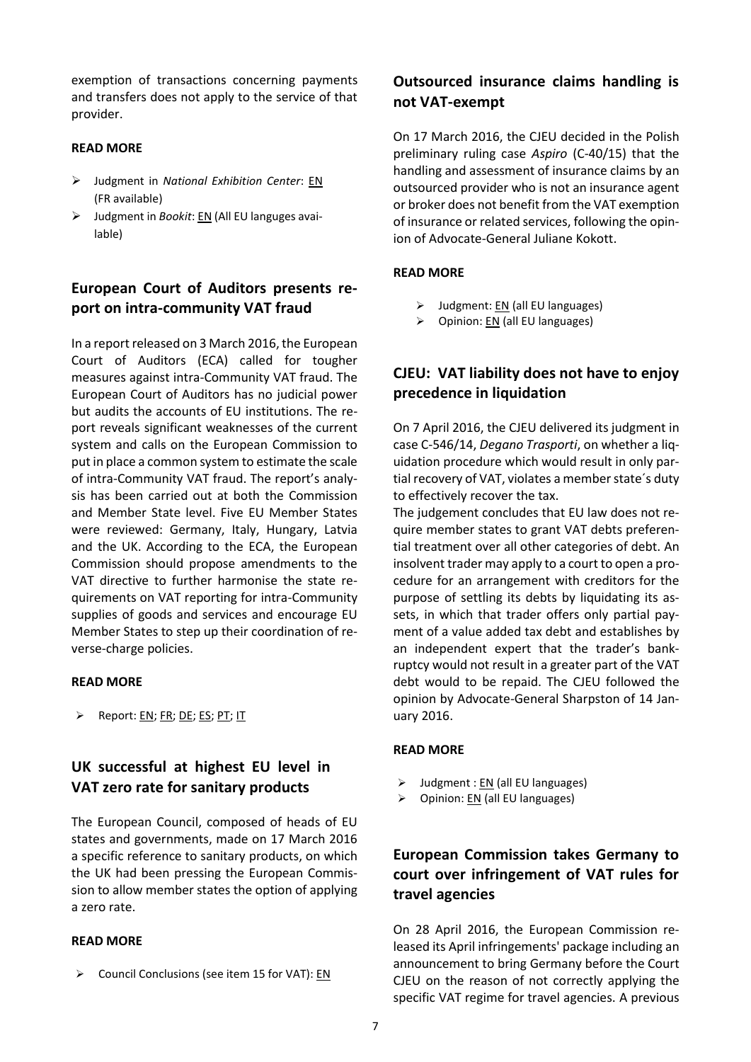exemption of transactions concerning payments and transfers does not apply to the service of that provider.

**READ MORE**

- Judgment in *National Exhibition Center*: EN (FR available)
- Judgment in *Bookit*: EN (All EU languges available)

## European Court of Auditors presents report on intra-community VAT fraud

In a report released on 3 March 2016, the European Court of Auditors (ECA) called for tougher measures against intra-Community VAT fraud. The European Court of Auditors has no judicial power but audits the accounts of EU institutions. The report reveals significant weaknesses of the current system and calls on the European Commission to put in place a common system to estimate the scale of intra-Community VAT fraud. The report's analysis has been carried out at both the Commission and Member State level. Five EU Member States were reviewed: Germany, Italy, Hungary, Latvia and the UK. According to the ECA, the European Commission should propose amendments to the VAT directive to further harmonise the state requirements on VAT reporting for intra-Community supplies of goods and services and encourage EU Member States to step up their coordination of reverse-charge policies.

**READ MORE**

- Report: EN; FR; DE; ES; PT; IT

## UK successful at highest EU level in VAT zero rate for sanitary products

The European Council, composed of heads of EU states and governments, made on 17 March 2016 a specific reference to sanitary products, on which the UK had been pressing the European Commission to allow member states the option of applying a zero rate.

**READ MORE**

- Council Conclusions (see item 15 for VAT): EN

## Outsourced insurance claims handling is not VAT-exempt

On 17 March 2016, the CJEU decided in the Polish preliminary ruling case *Aspiro* (C-40/15) that the handling and assessment of insurance claims by an outsourced provider who is not an insurance agent or broker does not benefit from the VAT exemption of insurance or related services, following the opinion of Advocate-General Juliane Kokott.

**READ MORE**

- Judgment: EN (all EU languages)
- Opinion: EN (all EU languages)

## CJEU: VAT liability does not have to enjoy precedence in liquidation

On 7 April 2016, the CJEU delivered its judgment in case C-546/14, *Degano Trasporti*, on whether a liquidation procedure which would result in only partial recovery of VAT, violates a member state´s duty to effectively recover the tax.

The judgement concludes that EU law does not require member states to grant VAT debts preferential treatment over all other categories of debt. An insolvent trader may apply to a court to open a procedure for an arrangement with creditors for the purpose of settling its debts by liquidating its assets, in which that trader offers only partial payment of a value added tax debt and establishes by an independent expert that the trader's bankruptcy would not result in a greater part of the VAT debt would to be repaid. The CJEU followed the opinion by Advocate-General Sharpston of 14 January 2016.

**READ MORE**

- Judgment : EN (all EU languages)
- Opinion: EN (all EU languages)

## European Commission takes Germany to court over infringement of VAT rules for travel agencies

On 28 April 2016, the European Commission released its April infringements' package including an announcement to bring Germany before the Court CJEU on the reason of not correctly applying the specific VAT regime for travel agencies. A previous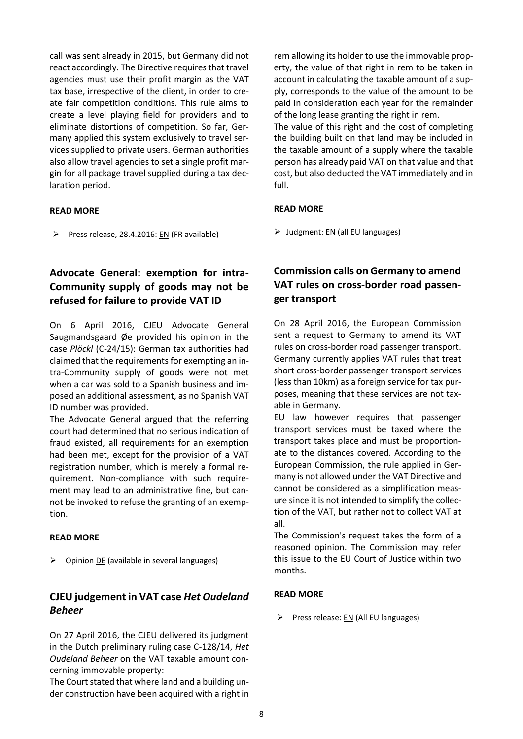call was sent already in 2015, but Germany did not react accordingly. The Directive requires that travel agencies must use their profit margin as the VAT tax base, irrespective of the client, in order to create fair competition conditions. This rule aims to create a level playing field for providers and to eliminate distortions of competition. So far, Germany applied this system exclusively to travel services supplied to private users. German authorities also allow travel agencies to set a single profit margin for all package travel supplied during a tax declaration period.

**READ MORE**

- Press release, 28.4.2016: EN (FR available)

## Advocate General: exemption for intra-Community supply of goods may not be refused for failure to provide VAT ID

On 6 April 2016, CJEU Advocate General Saugmandsgaard Øe provided his opinion in the case *Plöckl* (C-24/15): German tax authorities had claimed that the requirements for exempting an intra-Community supply of goods were not met when a car was sold to a Spanish business and imposed an additional assessment, as no Spanish VAT ID number was provided.

The Advocate General argued that the referring court had determined that no serious indication of fraud existed, all requirements for an exemption had been met, except for the provision of a VAT registration number, which is merely a formal requirement. Non-compliance with such requirement may lead to an administrative fine, but cannot be invoked to refuse the granting of an exemption.

**READ MORE**

- Opinion DE (available in several languages)

## CJEU judgement in VAT case *Het Oudeland Beheer*

On 27 April 2016, the CJEU delivered its judgment in the Dutch preliminary ruling case C-128/14, *Het Oudeland Beheer* on the VAT taxable amount concerning immovable property:

The Court stated that where land and a building under construction have been acquired with a right in rem allowing its holder to use the immovable property, the value of that right in rem to be taken in account in calculating the taxable amount of a supply, corresponds to the value of the amount to be paid in consideration each year for the remainder of the long lease granting the right in rem.

The value of this right and the cost of completing the building built on that land may be included in the taxable amount of a supply where the taxable person has already paid VAT on that value and that cost, but also deducted the VAT immediately and in full.

**READ MORE**

- Judgment: EN (all EU languages)

## Commission calls on Germany to amend VAT rules on cross-border road passenger transport

On 28 April 2016, the European Commission sent a request to Germany to amend its VAT rules on cross-border road passenger transport. Germany currently applies VAT rules that treat short cross-border passenger transport services (less than 10km) as a foreign service for tax purposes, meaning that these services are not taxable in Germany.

EU law however requires that passenger transport services must be taxed where the transport takes place and must be proportionate to the distances covered. According to the European Commission, the rule applied in Germany is not allowed under the VAT Directive and cannot be considered as a simplification measure since it is not intended to simplify the collection of the VAT, but rather not to collect VAT at all.

The Commission's request takes the form of a reasoned opinion. The Commission may refer this issue to the EU Court of Justice within two months.

**READ MORE**

- Press release: EN (All EU languages)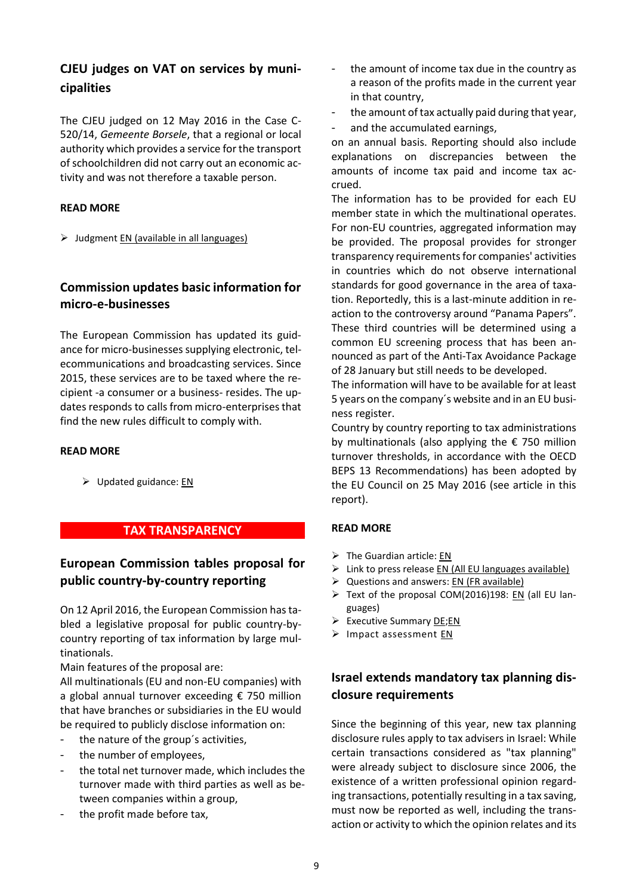## CJEU judges on VAT on services by municipalities

The CJEU judged on 12 May 2016 in the Case C-520/14, *Gemeente Borsele*, that a regional or local authority which provides a service for the transport of schoolchildren did not carry out an economic activity and was not therefore a taxable person.

**READ MORE**

- Judgment EN (available in all languages)

## Commission updates basic information for micro-e-businesses

The European Commission has updated its guidance for micro-businesses supplying electronic, telecommunications and broadcasting services. Since 2015, these services are to be taxed where the recipient -a consumer or a business- resides. The updates responds to calls from micro-enterprises that find the new rules difficult to comply with.

**READ MORE**

- Updated guidance: EN

# TAX TRANSPARENCY

## European Commission tables proposal for public country-by-country reporting

On 12 April 2016, the European Commission has tabled a legislative proposal for public country-by-country reporting of tax information by large multinationals.

Main features of the proposal are:

All multinationals (EU and non-EU companies) with a global annual turnover exceeding € 750 million that have branches or subsidiaries in the EU would be required to publicly disclose information on:

- the nature of the group´s activities,
- the number of employees,
- the total net turnover made, which includes the turnover made with third parties as well as between companies within a group,
- the profit made before tax,
- the amount of income tax due in the country as a reason of the profits made in the current year in that country,
- the amount of tax actually paid during that year,
- and the accumulated earnings,

on an annual basis. Reporting should also include explanations on discrepancies between the amounts of income tax paid and income tax accrued.

The information has to be provided for each EU member state in which the multinational operates. For non-EU countries, aggregated information may be provided. The proposal provides for stronger transparency requirements for companies' activities in countries which do not observe international standards for good governance in the area of taxation. Reportedly, this is a last-minute addition in reaction to the controversy around "Panama Papers". These third countries will be determined using a common EU screening process that has been announced as part of the Anti-Tax Avoidance Package of 28 January but still needs to be developed.

The information will have to be available for at least 5 years on the company´s website and in an EU business register.

Country by country reporting to tax administrations by multinationals (also applying the € 750 million turnover thresholds, in accordance with the OECD BEPS 13 Recommendations) has been adopted by the EU Council on 25 May 2016 (see article in this report).

**READ MORE**

- The Guardian article: EN
- Link to press release EN (All EU languages available)
- Questions and answers: EN (FR available)
- Text of the proposal COM(2016)198: EN (all EU languages)
- Executive Summary DE;EN
- Impact assessment EN

## Israel extends mandatory tax planning disclosure requirements

Since the beginning of this year, new tax planning disclosure rules apply to tax advisers in Israel: While certain transactions considered as "tax planning" were already subject to disclosure since 2006, the existence of a written professional opinion regarding transactions, potentially resulting in a tax saving, must now be reported as well, including the transaction or activity to which the opinion relates and its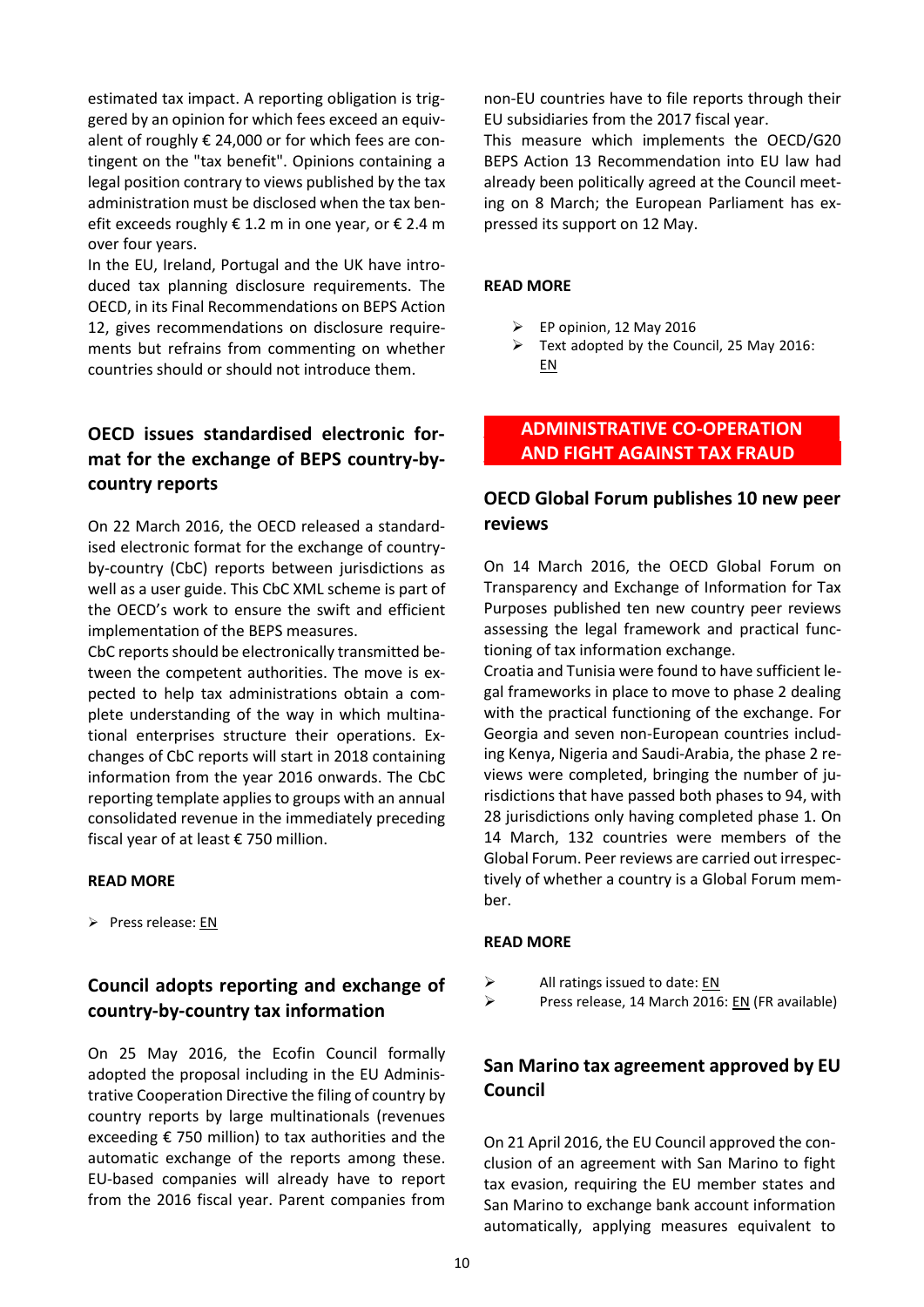estimated tax impact. A reporting obligation is triggered by an opinion for which fees exceed an equivalent of roughly € 24,000 or for which fees are contingent on the "tax benefit". Opinions containing a legal position contrary to views published by the tax administration must be disclosed when the tax benefit exceeds roughly € 1.2 m in one year, or € 2.4 m over four years.

In the EU, Ireland, Portugal and the UK have introduced tax planning disclosure requirements. The OECD, in its Final Recommendations on BEPS Action 12, gives recommendations on disclosure requirements but refrains from commenting on whether countries should or should not introduce them.

### OECD issues standardised electronic format for the exchange of BEPS country-by-country reports

On 22 March 2016, the OECD released a standardised electronic format for the exchange of country-by-country (CbC) reports between jurisdictions as well as a user guide. This CbC XML scheme is part of the OECD's work to ensure the swift and efficient implementation of the BEPS measures.

CbC reports should be electronically transmitted between the competent authorities. The move is expected to help tax administrations obtain a complete understanding of the way in which multinational enterprises structure their operations. Exchanges of CbC reports will start in 2018 containing information from the year 2016 onwards. The CbC reporting template applies to groups with an annual consolidated revenue in the immediately preceding fiscal year of at least € 750 million.

**READ MORE**

- Press release: EN

### Council adopts reporting and exchange of country-by-country tax information

On 25 May 2016, the Ecofin Council formally adopted the proposal including in the EU Administrative Cooperation Directive the filing of country by country reports by large multinationals (revenues exceeding € 750 million) to tax authorities and the automatic exchange of the reports among these. EU-based companies will already have to report from the 2016 fiscal year. Parent companies from non-EU countries have to file reports through their EU subsidiaries from the 2017 fiscal year.

This measure which implements the OECD/G20 BEPS Action 13 Recommendation into EU law had already been politically agreed at the Council meeting on 8 March; the European Parliament has expressed its support on 12 May.

**READ MORE**

- EP opinion, 12 May 2016
- Text adopted by the Council, 25 May 2016: EN

## ADMINISTRATIVE CO-OPERATION AND FIGHT AGAINST TAX FRAUD

### OECD Global Forum publishes 10 new peer reviews

On 14 March 2016, the OECD Global Forum on Transparency and Exchange of Information for Tax Purposes published ten new country peer reviews assessing the legal framework and practical functioning of tax information exchange.

Croatia and Tunisia were found to have sufficient legal frameworks in place to move to phase 2 dealing with the practical functioning of the exchange. For Georgia and seven non-European countries including Kenya, Nigeria and Saudi-Arabia, the phase 2 reviews were completed, bringing the number of jurisdictions that have passed both phases to 94, with 28 jurisdictions only having completed phase 1. On 14 March, 132 countries were members of the Global Forum. Peer reviews are carried out irrespectively of whether a country is a Global Forum member.

**READ MORE**

- All ratings issued to date: EN
- Press release, 14 March 2016: EN (FR available)

### San Marino tax agreement approved by EU Council

On 21 April 2016, the EU Council approved the conclusion of an agreement with San Marino to fight tax evasion, requiring the EU member states and San Marino to exchange bank account information automatically, applying measures equivalent to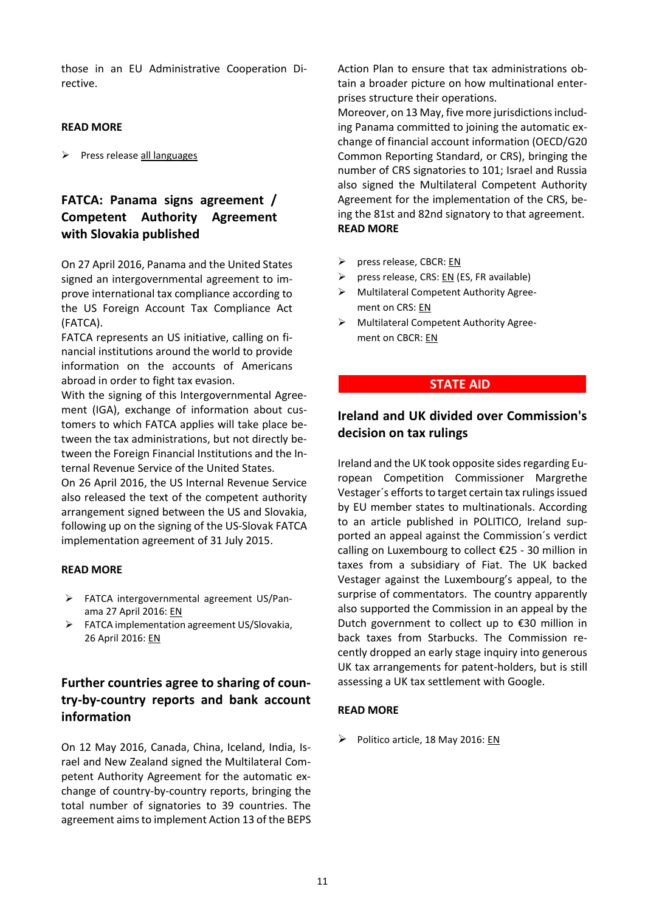those in an EU Administrative Cooperation Directive.

**READ MORE**

- Press release all languages

## FATCA: Panama signs agreement / Competent Authority Agreement with Slovakia published

On 27 April 2016, Panama and the United States signed an intergovernmental agreement to improve international tax compliance according to the US Foreign Account Tax Compliance Act (FATCA).

FATCA represents an US initiative, calling on financial institutions around the world to provide information on the accounts of Americans abroad in order to fight tax evasion.

With the signing of this Intergovernmental Agreement (IGA), exchange of information about customers to which FATCA applies will take place between the tax administrations, but not directly between the Foreign Financial Institutions and the Internal Revenue Service of the United States.

On 26 April 2016, the US Internal Revenue Service also released the text of the competent authority arrangement signed between the US and Slovakia, following up on the signing of the US-Slovak FATCA implementation agreement of 31 July 2015.

**READ MORE**

- FATCA intergovernmental agreement US/Panama 27 April 2016: EN
- FATCA implementation agreement US/Slovakia, 26 April 2016: EN

## Further countries agree to sharing of country-by-country reports and bank account information

On 12 May 2016, Canada, China, Iceland, India, Israel and New Zealand signed the Multilateral Competent Authority Agreement for the automatic exchange of country-by-country reports, bringing the total number of signatories to 39 countries. The agreement aims to implement Action 13 of the BEPS Action Plan to ensure that tax administrations obtain a broader picture on how multinational enterprises structure their operations.

Moreover, on 13 May, five more jurisdictions including Panama committed to joining the automatic exchange of financial account information (OECD/G20 Common Reporting Standard, or CRS), bringing the number of CRS signatories to 101; Israel and Russia also signed the Multilateral Competent Authority Agreement for the implementation of the CRS, being the 81st and 82nd signatory to that agreement.

**READ MORE**

- press release, CBCR: EN
- press release, CRS: EN (ES, FR available)
- Multilateral Competent Authority Agreement on CRS: EN
- Multilateral Competent Authority Agreement on CBCR: EN

# STATE AID

## Ireland and UK divided over Commission's decision on tax rulings

Ireland and the UK took opposite sides regarding European Competition Commissioner Margrethe Vestager´s efforts to target certain tax rulings issued by EU member states to multinationals. According to an article published in POLITICO, Ireland supported an appeal against the Commission´s verdict calling on Luxembourg to collect €25 - 30 million in taxes from a subsidiary of Fiat. The UK backed Vestager against the Luxembourg's appeal, to the surprise of commentators. The country apparently also supported the Commission in an appeal by the Dutch government to collect up to €30 million in back taxes from Starbucks. The Commission recently dropped an early stage inquiry into generous UK tax arrangements for patent-holders, but is still assessing a UK tax settlement with Google.

**READ MORE**

- Politico article, 18 May 2016: EN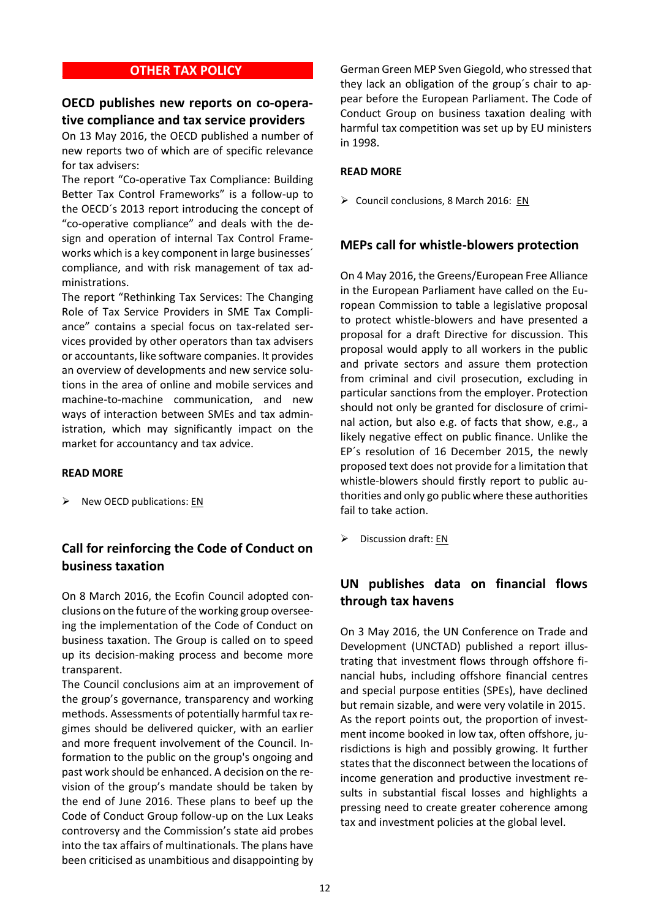## OTHER TAX POLICY

### OECD publishes new reports on co-operative compliance and tax service providers

On 13 May 2016, the OECD published a number of new reports two of which are of specific relevance for tax advisers:

The report "Co-operative Tax Compliance: Building Better Tax Control Frameworks" is a follow-up to the OECD´s 2013 report introducing the concept of "co-operative compliance" and deals with the design and operation of internal Tax Control Frameworks which is a key component in large businesses´ compliance, and with risk management of tax administrations.

The report "Rethinking Tax Services: The Changing Role of Tax Service Providers in SME Tax Compliance" contains a special focus on tax-related services provided by other operators than tax advisers or accountants, like software companies. It provides an overview of developments and new service solutions in the area of online and mobile services and machine-to-machine communication, and new ways of interaction between SMEs and tax administration, which may significantly impact on the market for accountancy and tax advice.

**READ MORE**

- New OECD publications: EN

### Call for reinforcing the Code of Conduct on business taxation

On 8 March 2016, the Ecofin Council adopted conclusions on the future of the working group overseeing the implementation of the Code of Conduct on business taxation. The Group is called on to speed up its decision-making process and become more transparent.

The Council conclusions aim at an improvement of the group's governance, transparency and working methods. Assessments of potentially harmful tax regimes should be delivered quicker, with an earlier and more frequent involvement of the Council. Information to the public on the group's ongoing and past work should be enhanced. A decision on the revision of the group's mandate should be taken by the end of June 2016. These plans to beef up the Code of Conduct Group follow-up on the Lux Leaks controversy and the Commission's state aid probes into the tax affairs of multinationals. The plans have been criticised as unambitious and disappointing by German Green MEP Sven Giegold, who stressed that they lack an obligation of the group´s chair to appear before the European Parliament. The Code of Conduct Group on business taxation dealing with harmful tax competition was set up by EU ministers in 1998.

**READ MORE**

- Council conclusions, 8 March 2016: EN

### MEPs call for whistle-blowers protection

On 4 May 2016, the Greens/European Free Alliance in the European Parliament have called on the European Commission to table a legislative proposal to protect whistle-blowers and have presented a proposal for a draft Directive for discussion. This proposal would apply to all workers in the public and private sectors and assure them protection from criminal and civil prosecution, excluding in particular sanctions from the employer. Protection should not only be granted for disclosure of criminal action, but also e.g. of facts that show, e.g., a likely negative effect on public finance. Unlike the EP´s resolution of 16 December 2015, the newly proposed text does not provide for a limitation that whistle-blowers should firstly report to public authorities and only go public where these authorities fail to take action.

- Discussion draft: EN

### UN publishes data on financial flows through tax havens

On 3 May 2016, the UN Conference on Trade and Development (UNCTAD) published a report illustrating that investment flows through offshore financial hubs, including offshore financial centres and special purpose entities (SPEs), have declined but remain sizable, and were very volatile in 2015. As the report points out, the proportion of investment income booked in low tax, often offshore, jurisdictions is high and possibly growing. It further states that the disconnect between the locations of income generation and productive investment results in substantial fiscal losses and highlights a pressing need to create greater coherence among tax and investment policies at the global level.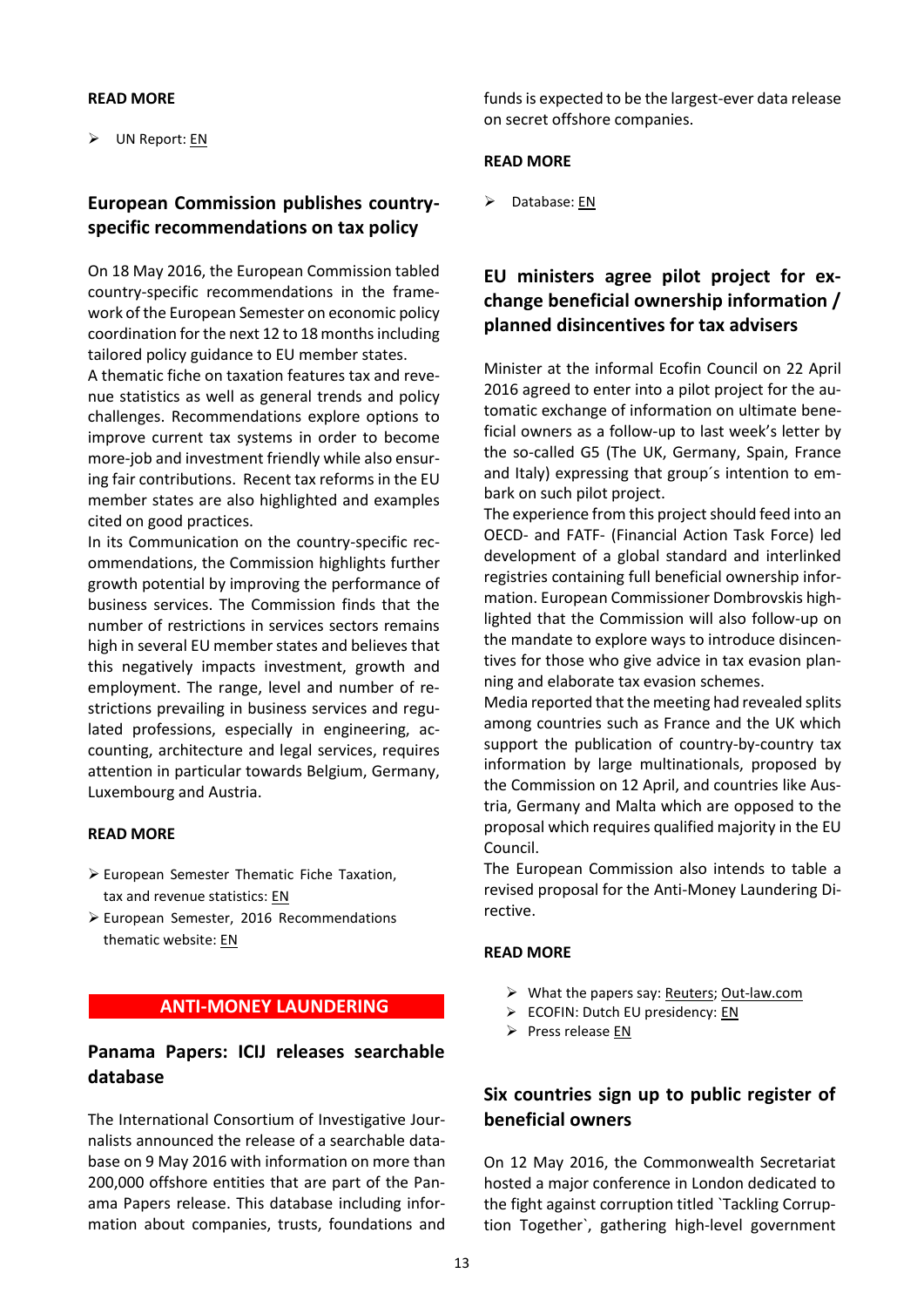**READ MORE**

- UN Report: EN

## European Commission publishes country-specific recommendations on tax policy

On 18 May 2016, the European Commission tabled country-specific recommendations in the framework of the European Semester on economic policy coordination for the next 12 to 18 months including tailored policy guidance to EU member states.

A thematic fiche on taxation features tax and revenue statistics as well as general trends and policy challenges. Recommendations explore options to improve current tax systems in order to become more-job and investment friendly while also ensuring fair contributions. Recent tax reforms in the EU member states are also highlighted and examples cited on good practices.

In its Communication on the country-specific recommendations, the Commission highlights further growth potential by improving the performance of business services. The Commission finds that the number of restrictions in services sectors remains high in several EU member states and believes that this negatively impacts investment, growth and employment. The range, level and number of restrictions prevailing in business services and regulated professions, especially in engineering, accounting, architecture and legal services, requires attention in particular towards Belgium, Germany, Luxembourg and Austria.

**READ MORE**

- European Semester Thematic Fiche Taxation, tax and revenue statistics: EN
- European Semester, 2016 Recommendations thematic website: EN

# ANTI-MONEY LAUNDERING

## Panama Papers: ICIJ releases searchable database

The International Consortium of Investigative Journalists announced the release of a searchable database on 9 May 2016 with information on more than 200,000 offshore entities that are part of the Panama Papers release. This database including information about companies, trusts, foundations and funds is expected to be the largest-ever data release on secret offshore companies.

**READ MORE**

- Database: EN

## EU ministers agree pilot project for exchange beneficial ownership information / planned disincentives for tax advisers

Minister at the informal Ecofin Council on 22 April 2016 agreed to enter into a pilot project for the automatic exchange of information on ultimate beneficial owners as a follow-up to last week's letter by the so-called G5 (The UK, Germany, Spain, France and Italy) expressing that group´s intention to embark on such pilot project.

The experience from this project should feed into an OECD- and FATF- (Financial Action Task Force) led development of a global standard and interlinked registries containing full beneficial ownership information. European Commissioner Dombrovskis highlighted that the Commission will also follow-up on the mandate to explore ways to introduce disincentives for those who give advice in tax evasion planning and elaborate tax evasion schemes.

Media reported that the meeting had revealed splits among countries such as France and the UK which support the publication of country-by-country tax information by large multinationals, proposed by the Commission on 12 April, and countries like Austria, Germany and Malta which are opposed to the proposal which requires qualified majority in the EU Council.

The European Commission also intends to table a revised proposal for the Anti-Money Laundering Directive.

**READ MORE**

- What the papers say: Reuters; Out-law.com
- ECOFIN: Dutch EU presidency: EN
- Press release EN

## Six countries sign up to public register of beneficial owners

On 12 May 2016, the Commonwealth Secretariat hosted a major conference in London dedicated to the fight against corruption titled `Tackling Corruption Together`, gathering high-level government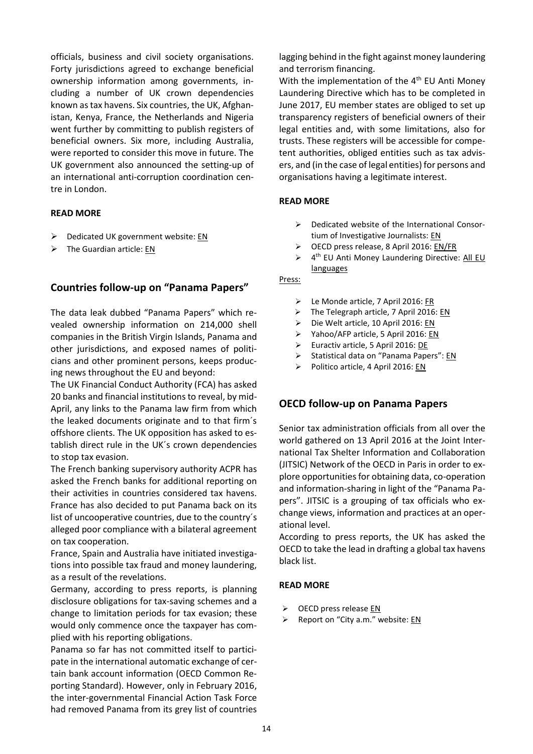officials, business and civil society organisations. Forty jurisdictions agreed to exchange beneficial ownership information among governments, including a number of UK crown dependencies known as tax havens. Six countries, the UK, Afghanistan, Kenya, France, the Netherlands and Nigeria went further by committing to publish registers of beneficial owners. Six more, including Australia, were reported to consider this move in future. The UK government also announced the setting-up of an international anti-corruption coordination centre in London.

**READ MORE**

- Dedicated UK government website: EN
- The Guardian article: EN

## Countries follow-up on "Panama Papers"

The data leak dubbed "Panama Papers" which revealed ownership information on 214,000 shell companies in the British Virgin Islands, Panama and other jurisdictions, and exposed names of politicians and other prominent persons, keeps producing news throughout the EU and beyond:

The UK Financial Conduct Authority (FCA) has asked 20 banks and financial institutions to reveal, by mid-April, any links to the Panama law firm from which the leaked documents originate and to that firm´s offshore clients. The UK opposition has asked to establish direct rule in the UK´s crown dependencies to stop tax evasion.

The French banking supervisory authority ACPR has asked the French banks for additional reporting on their activities in countries considered tax havens. France has also decided to put Panama back on its list of uncooperative countries, due to the country´s alleged poor compliance with a bilateral agreement on tax cooperation.

France, Spain and Australia have initiated investigations into possible tax fraud and money laundering, as a result of the revelations.

Germany, according to press reports, is planning disclosure obligations for tax-saving schemes and a change to limitation periods for tax evasion; these would only commence once the taxpayer has complied with his reporting obligations.

Panama so far has not committed itself to participate in the international automatic exchange of certain bank account information (OECD Common Reporting Standard). However, only in February 2016, the inter-governmental Financial Action Task Force had removed Panama from its grey list of countries lagging behind in the fight against money laundering and terrorism financing.

With the implementation of the 4th EU Anti Money Laundering Directive which has to be completed in June 2017, EU member states are obliged to set up transparency registers of beneficial owners of their legal entities and, with some limitations, also for trusts. These registers will be accessible for competent authorities, obliged entities such as tax advisers, and (in the case of legal entities) for persons and organisations having a legitimate interest.

**READ MORE**

- Dedicated website of the International Consortium of Investigative Journalists: EN
- OECD press release, 8 April 2016: EN/FR
- 4th EU Anti Money Laundering Directive: All EU languages

Press:

- Le Monde article, 7 April 2016: FR
- The Telegraph article, 7 April 2016: EN
- Die Welt article, 10 April 2016: EN
- Yahoo/AFP article, 5 April 2016: EN
- Euractiv article, 5 April 2016: DE
- Statistical data on "Panama Papers": EN
- Politico article, 4 April 2016: EN

## OECD follow-up on Panama Papers

Senior tax administration officials from all over the world gathered on 13 April 2016 at the Joint International Tax Shelter Information and Collaboration (JITSIC) Network of the OECD in Paris in order to explore opportunities for obtaining data, co-operation and information-sharing in light of the "Panama Papers". JITSIC is a grouping of tax officials who exchange views, information and practices at an operational level.

According to press reports, the UK has asked the OECD to take the lead in drafting a global tax havens black list.

**READ MORE**

- OECD press release EN
- Report on "City a.m." website: EN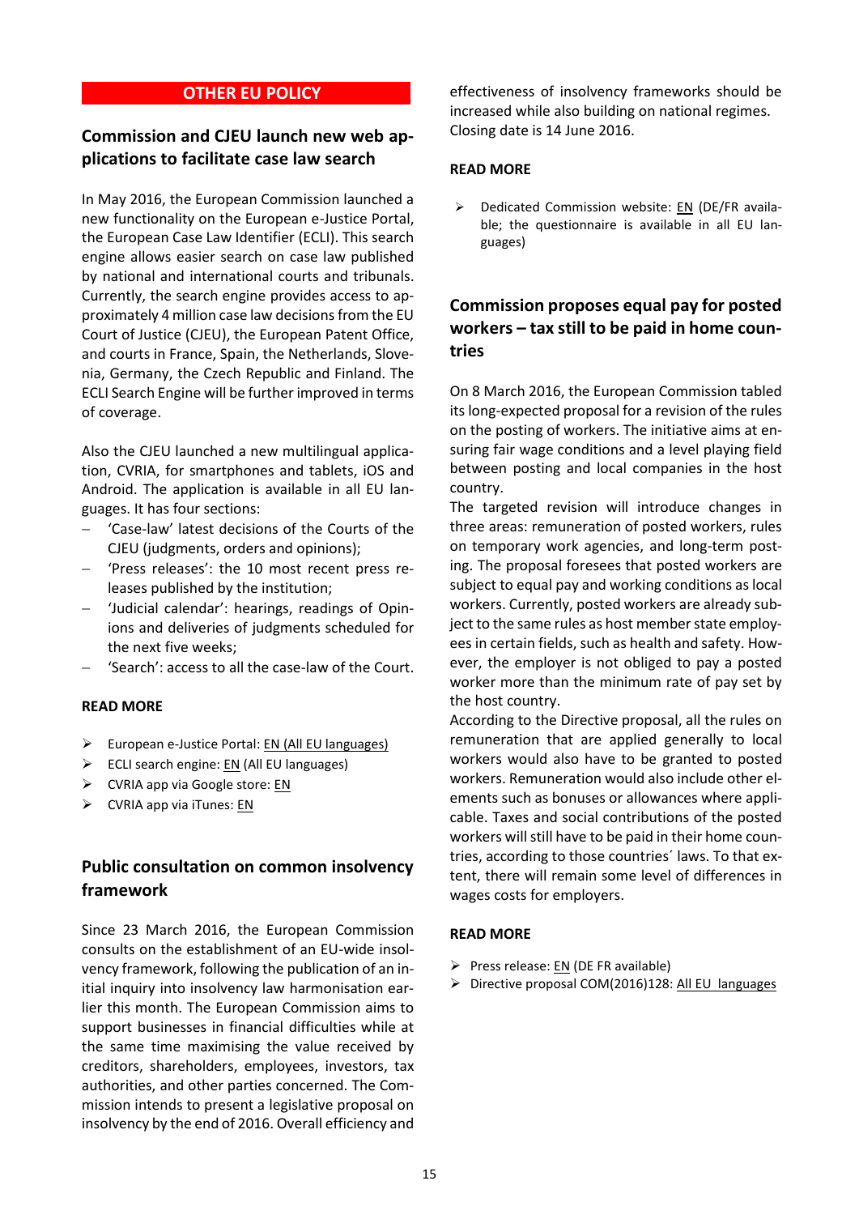## OTHER EU POLICY

### Commission and CJEU launch new web applications to facilitate case law search

In May 2016, the European Commission launched a new functionality on the European e-Justice Portal, the European Case Law Identifier (ECLI). This search engine allows easier search on case law published by national and international courts and tribunals. Currently, the search engine provides access to approximately 4 million case law decisions from the EU Court of Justice (CJEU), the European Patent Office, and courts in France, Spain, the Netherlands, Slovenia, Germany, the Czech Republic and Finland. The ECLI Search Engine will be further improved in terms of coverage.

Also the CJEU launched a new multilingual application, CVRIA, for smartphones and tablets, iOS and Android. The application is available in all EU languages. It has four sections:

- 'Case-law' latest decisions of the Courts of the CJEU (judgments, orders and opinions);
- 'Press releases': the 10 most recent press releases published by the institution;
- 'Judicial calendar': hearings, readings of Opinions and deliveries of judgments scheduled for the next five weeks;
- 'Search': access to all the case-law of the Court.

**READ MORE**

- European e-Justice Portal: EN (All EU languages)
- ECLI search engine: EN (All EU languages)
- CVRIA app via Google store: EN
- CVRIA app via iTunes: EN

### Public consultation on common insolvency framework

Since 23 March 2016, the European Commission consults on the establishment of an EU-wide insolvency framework, following the publication of an initial inquiry into insolvency law harmonisation earlier this month. The European Commission aims to support businesses in financial difficulties while at the same time maximising the value received by creditors, shareholders, employees, investors, tax authorities, and other parties concerned. The Commission intends to present a legislative proposal on insolvency by the end of 2016. Overall efficiency and effectiveness of insolvency frameworks should be increased while also building on national regimes. Closing date is 14 June 2016.

**READ MORE**

- Dedicated Commission website: EN (DE/FR available; the questionnaire is available in all EU languages)

### Commission proposes equal pay for posted workers – tax still to be paid in home countries

On 8 March 2016, the European Commission tabled its long-expected proposal for a revision of the rules on the posting of workers. The initiative aims at ensuring fair wage conditions and a level playing field between posting and local companies in the host country.

The targeted revision will introduce changes in three areas: remuneration of posted workers, rules on temporary work agencies, and long-term posting. The proposal foresees that posted workers are subject to equal pay and working conditions as local workers. Currently, posted workers are already subject to the same rules as host member state employees in certain fields, such as health and safety. However, the employer is not obliged to pay a posted worker more than the minimum rate of pay set by the host country.

According to the Directive proposal, all the rules on remuneration that are applied generally to local workers would also have to be granted to posted workers. Remuneration would also include other elements such as bonuses or allowances where applicable. Taxes and social contributions of the posted workers will still have to be paid in their home countries, according to those countries´ laws. To that extent, there will remain some level of differences in wages costs for employers.

**READ MORE**

- Press release: EN (DE FR available)
- Directive proposal COM(2016)128: All EU languages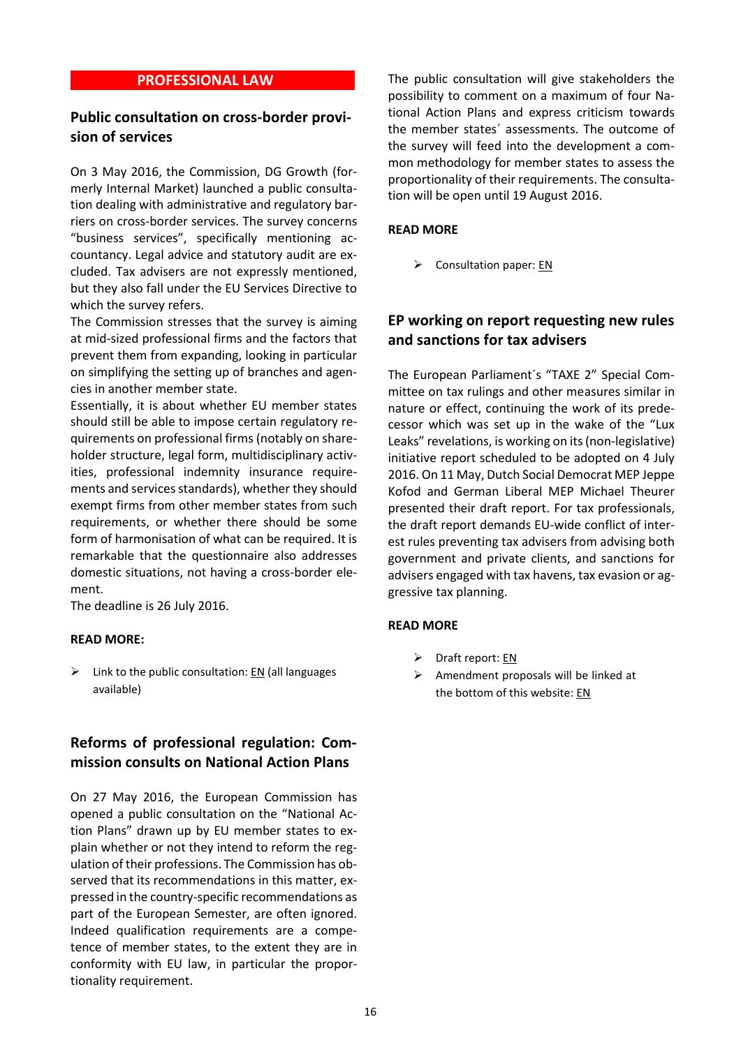## PROFESSIONAL LAW

### Public consultation on cross-border provision of services

On 3 May 2016, the Commission, DG Growth (formerly Internal Market) launched a public consultation dealing with administrative and regulatory barriers on cross-border services. The survey concerns "business services", specifically mentioning accountancy. Legal advice and statutory audit are excluded. Tax advisers are not expressly mentioned, but they also fall under the EU Services Directive to which the survey refers.

The Commission stresses that the survey is aiming at mid-sized professional firms and the factors that prevent them from expanding, looking in particular on simplifying the setting up of branches and agencies in another member state.

Essentially, it is about whether EU member states should still be able to impose certain regulatory requirements on professional firms (notably on shareholder structure, legal form, multidisciplinary activities, professional indemnity insurance requirements and services standards), whether they should exempt firms from other member states from such requirements, or whether there should be some form of harmonisation of what can be required. It is remarkable that the questionnaire also addresses domestic situations, not having a cross-border element.

The deadline is 26 July 2016.

**READ MORE:**

- Link to the public consultation: EN (all languages available)

### Reforms of professional regulation: Commission consults on National Action Plans

On 27 May 2016, the European Commission has opened a public consultation on the "National Action Plans" drawn up by EU member states to explain whether or not they intend to reform the regulation of their professions. The Commission has observed that its recommendations in this matter, expressed in the country-specific recommendations as part of the European Semester, are often ignored. Indeed qualification requirements are a competence of member states, to the extent they are in conformity with EU law, in particular the proportionality requirement.

The public consultation will give stakeholders the possibility to comment on a maximum of four National Action Plans and express criticism towards the member states´ assessments. The outcome of the survey will feed into the development a common methodology for member states to assess the proportionality of their requirements. The consultation will be open until 19 August 2016.

**READ MORE**

- Consultation paper: EN

### EP working on report requesting new rules and sanctions for tax advisers

The European Parliament´s "TAXE 2" Special Committee on tax rulings and other measures similar in nature or effect, continuing the work of its predecessor which was set up in the wake of the "Lux Leaks" revelations, is working on its (non-legislative) initiative report scheduled to be adopted on 4 July 2016. On 11 May, Dutch Social Democrat MEP Jeppe Kofod and German Liberal MEP Michael Theurer presented their draft report. For tax professionals, the draft report demands EU-wide conflict of interest rules preventing tax advisers from advising both government and private clients, and sanctions for advisers engaged with tax havens, tax evasion or aggressive tax planning.

**READ MORE**

- Draft report: EN
- Amendment proposals will be linked at the bottom of this website: EN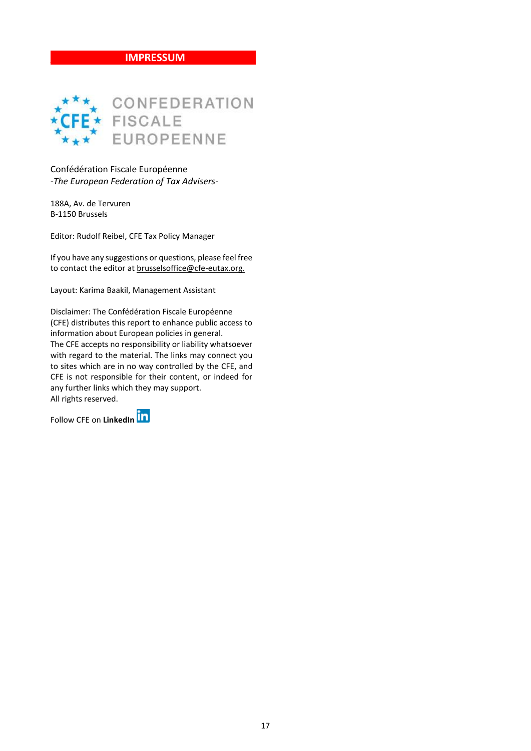## IMPRESSUM

CONFEDERATION FISCALE EUROPEENNE

Confédération Fiscale Européenne
*-The European Federation of Tax Advisers-*

188A, Av. de Tervuren
B-1150 Brussels

Editor: Rudolf Reibel, CFE Tax Policy Manager

If you have any suggestions or questions, please feel free to contact the editor at brusselsoffice@cfe-eutax.org.

Layout: Karima Baakil, Management Assistant

Disclaimer: The Confédération Fiscale Européenne (CFE) distributes this report to enhance public access to information about European policies in general.
The CFE accepts no responsibility or liability whatsoever with regard to the material. The links may connect you to sites which are in no way controlled by the CFE, and CFE is not responsible for their content, or indeed for any further links which they may support.
All rights reserved.

Follow CFE on **LinkedIn**